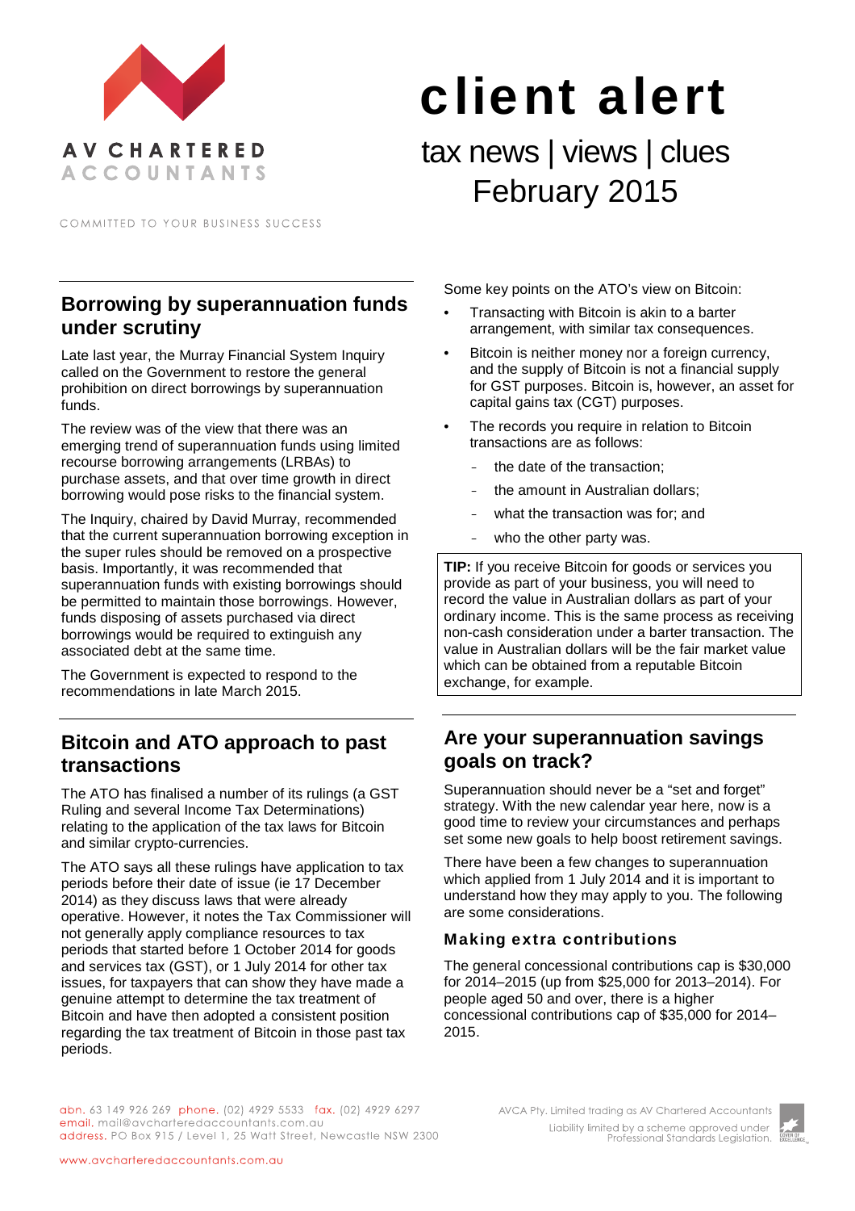AV CHARTERED ACCOUNTANTS

COMMITTED TO YOUR BUSINESS SUCCESS

# client alert

tax news | views | clues
February 2015

## Borrowing by superannuation funds under scrutiny

Late last year, the Murray Financial System Inquiry called on the Government to restore the general prohibition on direct borrowings by superannuation funds.

The review was of the view that there was an emerging trend of superannuation funds using limited recourse borrowing arrangements (LRBAs) to purchase assets, and that over time growth in direct borrowing would pose risks to the financial system.

The Inquiry, chaired by David Murray, recommended that the current superannuation borrowing exception in the super rules should be removed on a prospective basis. Importantly, it was recommended that superannuation funds with existing borrowings should be permitted to maintain those borrowings. However, funds disposing of assets purchased via direct borrowings would be required to extinguish any associated debt at the same time.

The Government is expected to respond to the recommendations in late March 2015.

## Bitcoin and ATO approach to past transactions

The ATO has finalised a number of its rulings (a GST Ruling and several Income Tax Determinations) relating to the application of the tax laws for Bitcoin and similar crypto-currencies.

The ATO says all these rulings have application to tax periods before their date of issue (ie 17 December 2014) as they discuss laws that were already operative. However, it notes the Tax Commissioner will not generally apply compliance resources to tax periods that started before 1 October 2014 for goods and services tax (GST), or 1 July 2014 for other tax issues, for taxpayers that can show they have made a genuine attempt to determine the tax treatment of Bitcoin and have then adopted a consistent position regarding the tax treatment of Bitcoin in those past tax periods.

Some key points on the ATO's view on Bitcoin:

- Transacting with Bitcoin is akin to a barter arrangement, with similar tax consequences.
- Bitcoin is neither money nor a foreign currency, and the supply of Bitcoin is not a financial supply for GST purposes. Bitcoin is, however, an asset for capital gains tax (CGT) purposes.
- The records you require in relation to Bitcoin transactions are as follows:
  - the date of the transaction;
  - the amount in Australian dollars;
  - what the transaction was for; and
  - who the other party was.

**TIP:** If you receive Bitcoin for goods or services you provide as part of your business, you will need to record the value in Australian dollars as part of your ordinary income. This is the same process as receiving non-cash consideration under a barter transaction. The value in Australian dollars will be the fair market value which can be obtained from a reputable Bitcoin exchange, for example.

## Are your superannuation savings goals on track?

Superannuation should never be a "set and forget" strategy. With the new calendar year here, now is a good time to review your circumstances and perhaps set some new goals to help boost retirement savings.

There have been a few changes to superannuation which applied from 1 July 2014 and it is important to understand how they may apply to you. The following are some considerations.

### Making extra contributions

The general concessional contributions cap is $30,000 for 2014–2015 (up from $25,000 for 2013–2014). For people aged 50 and over, there is a higher concessional contributions cap of $35,000 for 2014–2015.

abn. 63 149 926 269 phone. (02) 4929 5533 fax. (02) 4929 6297
email. mail@avcharteredaccountants.com.au
address. PO Box 915 / Level 1, 25 Watt Street, Newcastle NSW 2300

AVCA Pty. Limited trading as AV Chartered Accountants
Liability limited by a scheme approved under Professional Standards Legislation.

www.avcharteredaccountants.com.au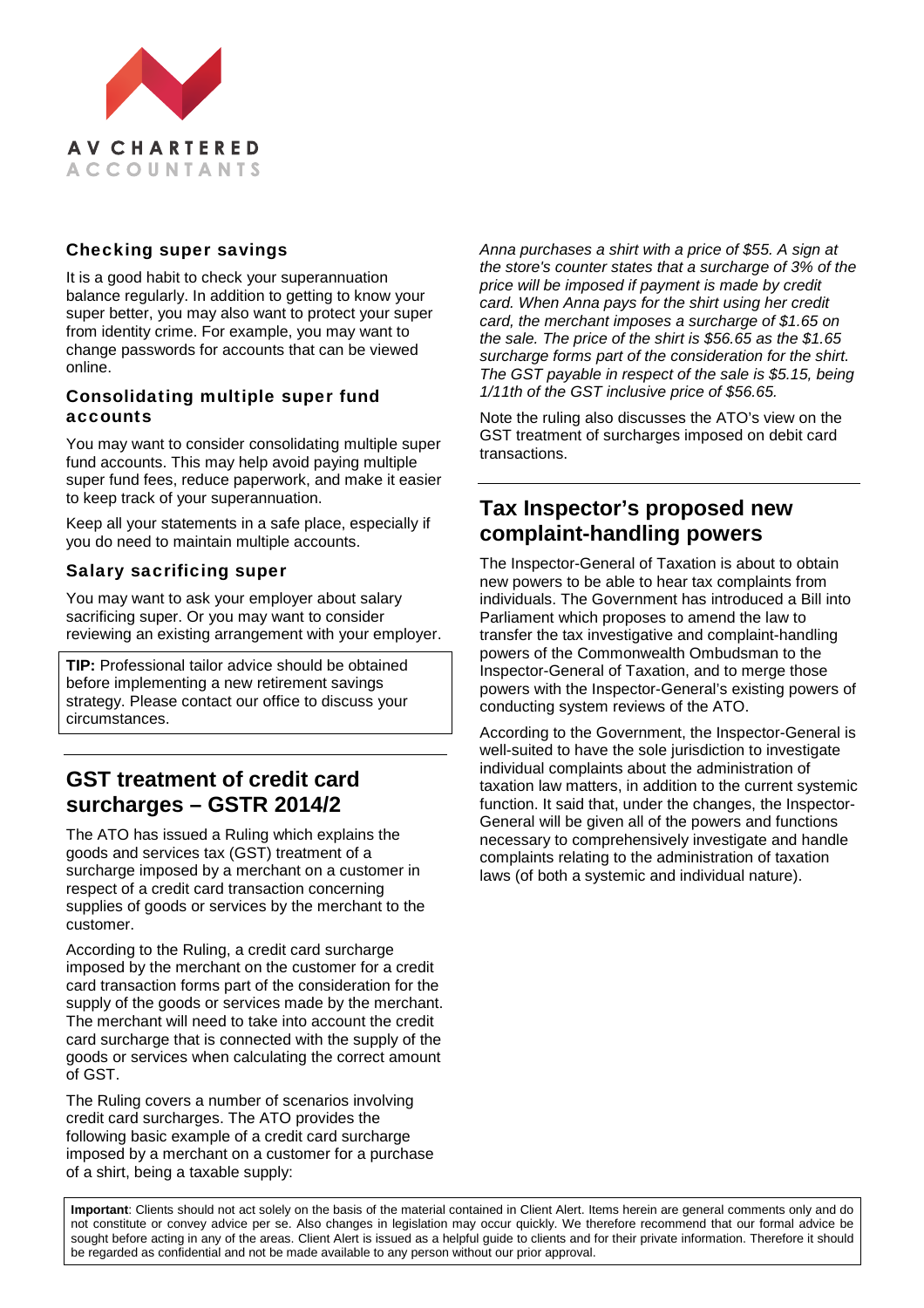AV CHARTERED ACCOUNTANTS

### Checking super savings

It is a good habit to check your superannuation balance regularly. In addition to getting to know your super better, you may also want to protect your super from identity crime. For example, you may want to change passwords for accounts that can be viewed online.

### Consolidating multiple super fund accounts

You may want to consider consolidating multiple super fund accounts. This may help avoid paying multiple super fund fees, reduce paperwork, and make it easier to keep track of your superannuation.

Keep all your statements in a safe place, especially if you do need to maintain multiple accounts.

### Salary sacrificing super

You may want to ask your employer about salary sacrificing super. Or you may want to consider reviewing an existing arrangement with your employer.

**TIP:** Professional tailor advice should be obtained before implementing a new retirement savings strategy. Please contact our office to discuss your circumstances.

## GST treatment of credit card surcharges – GSTR 2014/2

The ATO has issued a Ruling which explains the goods and services tax (GST) treatment of a surcharge imposed by a merchant on a customer in respect of a credit card transaction concerning supplies of goods or services by the merchant to the customer.

According to the Ruling, a credit card surcharge imposed by the merchant on the customer for a credit card transaction forms part of the consideration for the supply of the goods or services made by the merchant. The merchant will need to take into account the credit card surcharge that is connected with the supply of the goods or services when calculating the correct amount of GST.

The Ruling covers a number of scenarios involving credit card surcharges. The ATO provides the following basic example of a credit card surcharge imposed by a merchant on a customer for a purchase of a shirt, being a taxable supply:

*Anna purchases a shirt with a price of $55. A sign at the store's counter states that a surcharge of 3% of the price will be imposed if payment is made by credit card. When Anna pays for the shirt using her credit card, the merchant imposes a surcharge of $1.65 on the sale. The price of the shirt is $56.65 as the $1.65 surcharge forms part of the consideration for the shirt. The GST payable in respect of the sale is $5.15, being 1/11th of the GST inclusive price of $56.65.*

Note the ruling also discusses the ATO's view on the GST treatment of surcharges imposed on debit card transactions.

## Tax Inspector's proposed new complaint-handling powers

The Inspector-General of Taxation is about to obtain new powers to be able to hear tax complaints from individuals. The Government has introduced a Bill into Parliament which proposes to amend the law to transfer the tax investigative and complaint-handling powers of the Commonwealth Ombudsman to the Inspector-General of Taxation, and to merge those powers with the Inspector-General's existing powers of conducting system reviews of the ATO.

According to the Government, the Inspector-General is well-suited to have the sole jurisdiction to investigate individual complaints about the administration of taxation law matters, in addition to the current systemic function. It said that, under the changes, the Inspector-General will be given all of the powers and functions necessary to comprehensively investigate and handle complaints relating to the administration of taxation laws (of both a systemic and individual nature).

**Important**: Clients should not act solely on the basis of the material contained in Client Alert. Items herein are general comments only and do not constitute or convey advice per se. Also changes in legislation may occur quickly. We therefore recommend that our formal advice be sought before acting in any of the areas. Client Alert is issued as a helpful guide to clients and for their private information. Therefore it should be regarded as confidential and not be made available to any person without our prior approval.